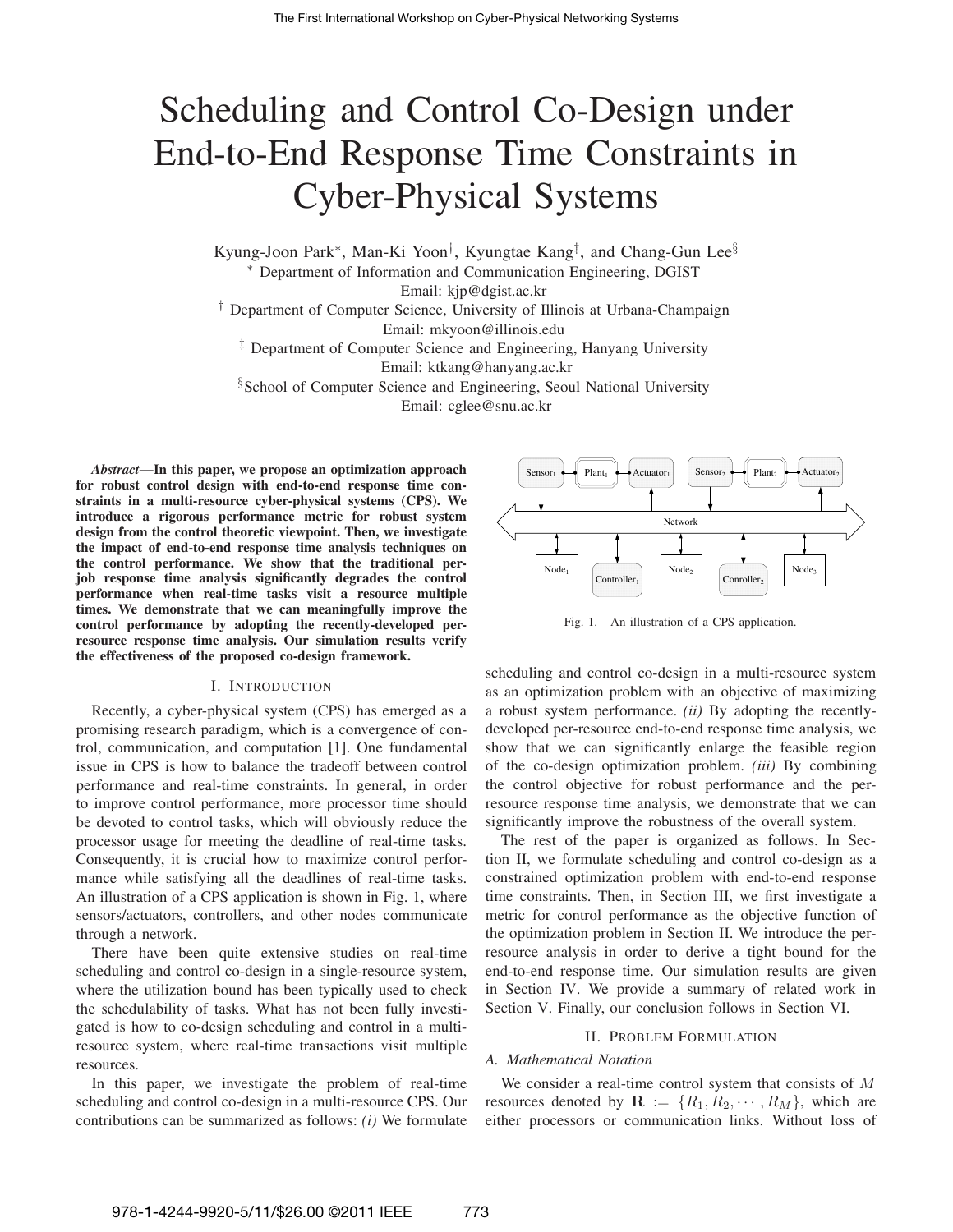# Scheduling and Control Co-Design under End-to-End Response Time Constraints in Cyber-Physical Systems

Kyung-Joon Park[*], Man-Ki Yoon[†], Kyungtae Kang[‡], and Chang-Gun Lee[§]

[*] Department of Information and Communication Engineering, DGIST
Email: kjp@dgist.ac.kr

[†] Department of Computer Science, University of Illinois at Urbana-Champaign
Email: mkyoon@illinois.edu

[‡] Department of Computer Science and Engineering, Hanyang University
Email: ktkang@hanyang.ac.kr

[§] School of Computer Science and Engineering, Seoul National University
Email: cglee@snu.ac.kr

***Abstract*—In this paper, we propose an optimization approach for robust control design with end-to-end response time constraints in a multi-resource cyber-physical systems (CPS). We introduce a rigorous performance metric for robust system design from the control theoretic viewpoint. Then, we investigate the impact of end-to-end response time analysis techniques on the control performance. We show that the traditional per-job response time analysis significantly degrades the control performance when real-time tasks visit a resource multiple times. We demonstrate that we can meaningfully improve the control performance by adopting the recently-developed per-resource response time analysis. Our simulation results verify the effectiveness of the proposed co-design framework.**

## I. Introduction

Recently, a cyber-physical system (CPS) has emerged as a promising research paradigm, which is a convergence of control, communication, and computation [1]. One fundamental issue in CPS is how to balance the tradeoff between control performance and real-time constraints. In general, in order to improve control performance, more processor time should be devoted to control tasks, which will obviously reduce the processor usage for meeting the deadline of real-time tasks. Consequently, it is crucial how to maximize control performance while satisfying all the deadlines of real-time tasks. An illustration of a CPS application is shown in Fig. 1, where sensors/actuators, controllers, and other nodes communicate through a network.

There have been quite extensive studies on real-time scheduling and control co-design in a single-resource system, where the utilization bound has been typically used to check the schedulability of tasks. What has not been fully investigated is how to co-design scheduling and control in a multi-resource system, where real-time transactions visit multiple resources.

In this paper, we investigate the problem of real-time scheduling and control co-design in a multi-resource CPS. Our contributions can be summarized as follows: *(i)* We formulate scheduling and control co-design in a multi-resource system as an optimization problem with an objective of maximizing a robust system performance. *(ii)* By adopting the recently-developed per-resource end-to-end response time analysis, we show that we can significantly enlarge the feasible region of the co-design optimization problem. *(iii)* By combining the control objective for robust performance and the per-resource response time analysis, we demonstrate that we can significantly improve the robustness of the overall system.

Sensor$_1$ Plant$_1$ Actuator$_1$ Sensor$_2$ Plant$_2$ Actuator$_2$
Network
Node$_1$ Controller$_1$ Node$_2$ Controller$_2$ Node$_3$

Fig. 1. An illustration of a CPS application.

The rest of the paper is organized as follows. In Section II, we formulate scheduling and control co-design as a constrained optimization problem with end-to-end response time constraints. Then, in Section III, we first investigate a metric for control performance as the objective function of the optimization problem in Section II. We introduce the per-resource analysis in order to derive a tight bound for the end-to-end response time. Our simulation results are given in Section IV. We provide a summary of related work in Section V. Finally, our conclusion follows in Section VI.

## II. Problem Formulation

### A. Mathematical Notation

We consider a real-time control system that consists of $M$ resources denoted by $\mathbf{R} := \{R_1, R_2, \cdots, R_M\}$, which are either processors or communication links. Without loss of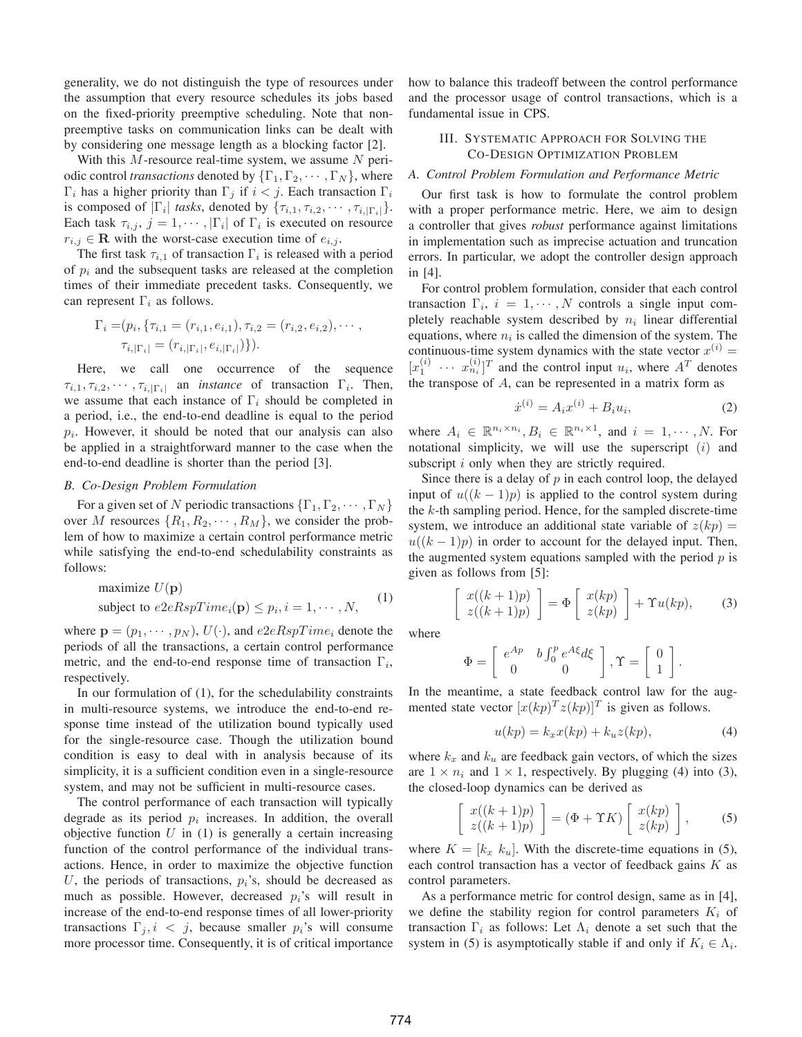generality, we do not distinguish the type of resources under the assumption that every resource schedules its jobs based on the fixed-priority preemptive scheduling. Note that non-preemptive tasks on communication links can be dealt with by considering one message length as a blocking factor [2].

With this $M$-resource real-time system, we assume $N$ periodic control *transactions* denoted by $\{\Gamma_1, \Gamma_2, \cdots, \Gamma_N\}$, where $\Gamma_i$ has a higher priority than $\Gamma_j$ if $i < j$. Each transaction $\Gamma_i$ is composed of $|\Gamma_i|$ *tasks*, denoted by $\{\tau_{i,1}, \tau_{i,2}, \cdots, \tau_{i,|\Gamma_i|}\}$. Each task $\tau_{i,j}$, $j = 1, \cdots, |\Gamma_i|$ of $\Gamma_i$ is executed on resource $r_{i,j} \in \mathbf{R}$ with the worst-case execution time of $e_{i,j}$.

The first task $\tau_{i,1}$ of transaction $\Gamma_i$ is released with a period of $p_i$ and the subsequent tasks are released at the completion times of their immediate precedent tasks. Consequently, we can represent $\Gamma_i$ as follows.

$$\Gamma_i = (p_i, \{\tau_{i,1} = (r_{i,1}, e_{i,1}), \tau_{i,2} = (r_{i,2}, e_{i,2}), \cdots, \tau_{i,|\Gamma_i|} = (r_{i,|\Gamma_i|}, e_{i,|\Gamma_i|})\}).$$

Here, we call one occurrence of the sequence $\tau_{i,1}, \tau_{i,2}, \cdots, \tau_{i,|\Gamma_i|}$ an *instance* of transaction $\Gamma_i$. Then, we assume that each instance of $\Gamma_i$ should be completed in a period, i.e., the end-to-end deadline is equal to the period $p_i$. However, it should be noted that our analysis can also be applied in a straightforward manner to the case when the end-to-end deadline is shorter than the period [3].

### B. Co-Design Problem Formulation

For a given set of $N$ periodic transactions $\{\Gamma_1, \Gamma_2, \cdots, \Gamma_N\}$ over $M$ resources $\{R_1, R_2, \cdots, R_M\}$, we consider the problem of how to maximize a certain control performance metric while satisfying the end-to-end schedulability constraints as follows:

$$\begin{aligned} &\text{maximize } U(\mathbf{p}) \\ &\text{subject to } e2eRspTime_i(\mathbf{p}) \le p_i, i = 1, \cdots, N, \end{aligned} \tag{1}$$

where $\mathbf{p} = (p_1, \cdots, p_N)$, $U(\cdot)$, and $e2eRspTime_i$ denote the periods of all the transactions, a certain control performance metric, and the end-to-end response time of transaction $\Gamma_i$, respectively.

In our formulation of (1), for the schedulability constraints in multi-resource systems, we introduce the end-to-end response time instead of the utilization bound typically used for the single-resource case. Though the utilization bound condition is easy to deal with in analysis because of its simplicity, it is a sufficient condition even in a single-resource system, and may not be sufficient in multi-resource cases.

The control performance of each transaction will typically degrade as its period $p_i$ increases. In addition, the overall objective function $U$ in (1) is generally a certain increasing function of the control performance of the individual transactions. Hence, in order to maximize the objective function $U$, the periods of transactions, $p_i$'s, should be decreased as much as possible. However, decreased $p_i$'s will result in increase of the end-to-end response times of all lower-priority transactions $\Gamma_j, i < j$, because smaller $p_i$'s will consume more processor time. Consequently, it is of critical importance how to balance this tradeoff between the control performance and the processor usage of control transactions, which is a fundamental issue in CPS.

## III. Systematic Approach for Solving the Co-Design Optimization Problem

### A. Control Problem Formulation and Performance Metric

Our first task is how to formulate the control problem with a proper performance metric. Here, we aim to design a controller that gives *robust* performance against limitations in implementation such as imprecise actuation and truncation errors. In particular, we adopt the controller design approach in [4].

For control problem formulation, consider that each control transaction $\Gamma_i$, $i = 1, \cdots, N$ controls a single input completely reachable system described by $n_i$ linear differential equations, where $n_i$ is called the dimension of the system. The continuous-time system dynamics with the state vector $x^{(i)} = [x_1^{(i)} \ \cdots \ x_{n_i}^{(i)}]^T$ and the control input $u_i$, where $A^T$ denotes the transpose of $A$, can be represented in a matrix form as

$$\dot{x}^{(i)} = A_i x^{(i)} + B_i u_i, \tag{2}$$

where $A_i \in \mathbb{R}^{n_i \times n_i}, B_i \in \mathbb{R}^{n_i \times 1}$, and $i = 1, \cdots, N$. For notational simplicity, we will use the superscript $(i)$ and subscript $i$ only when they are strictly required.

Since there is a delay of $p$ in each control loop, the delayed input of $u((k-1)p)$ is applied to the control system during the $k$-th sampling period. Hence, for the sampled discrete-time system, we introduce an additional state variable of $z(kp) = u((k-1)p)$ in order to account for the delayed input. Then, the augmented system equations sampled with the period $p$ is given as follows from [5]:

$$\begin{bmatrix} x((k+1)p) \\ z((k+1)p) \end{bmatrix} = \Phi \begin{bmatrix} x(kp) \\ z(kp) \end{bmatrix} + \Upsilon u(kp), \tag{3}$$

where

$$\Phi = \begin{bmatrix} e^{Ap} & b\int_0^p e^{A\xi} d\xi \\ 0 & 0 \end{bmatrix}, \Upsilon = \begin{bmatrix} 0 \\ 1 \end{bmatrix}.$$

In the meantime, a state feedback control law for the augmented state vector $[x(kp)^T z(kp)]^T$ is given as follows.

$$u(kp) = k_x x(kp) + k_u z(kp), \tag{4}$$

where $k_x$ and $k_u$ are feedback gain vectors, of which the sizes are $1 \times n_i$ and $1 \times 1$, respectively. By plugging (4) into (3), the closed-loop dynamics can be derived as

$$\begin{bmatrix} x((k+1)p) \\ z((k+1)p) \end{bmatrix} = (\Phi + \Upsilon K) \begin{bmatrix} x(kp) \\ z(kp) \end{bmatrix}, \tag{5}$$

where $K = [k_x \ k_u]$. With the discrete-time equations in (5), each control transaction has a vector of feedback gains $K$ as control parameters.

As a performance metric for control design, same as in [4], we define the stability region for control parameters $K_i$ of transaction $\Gamma_i$ as follows: Let $\Lambda_i$ denote a set such that the system in (5) is asymptotically stable if and only if $K_i \in \Lambda_i$.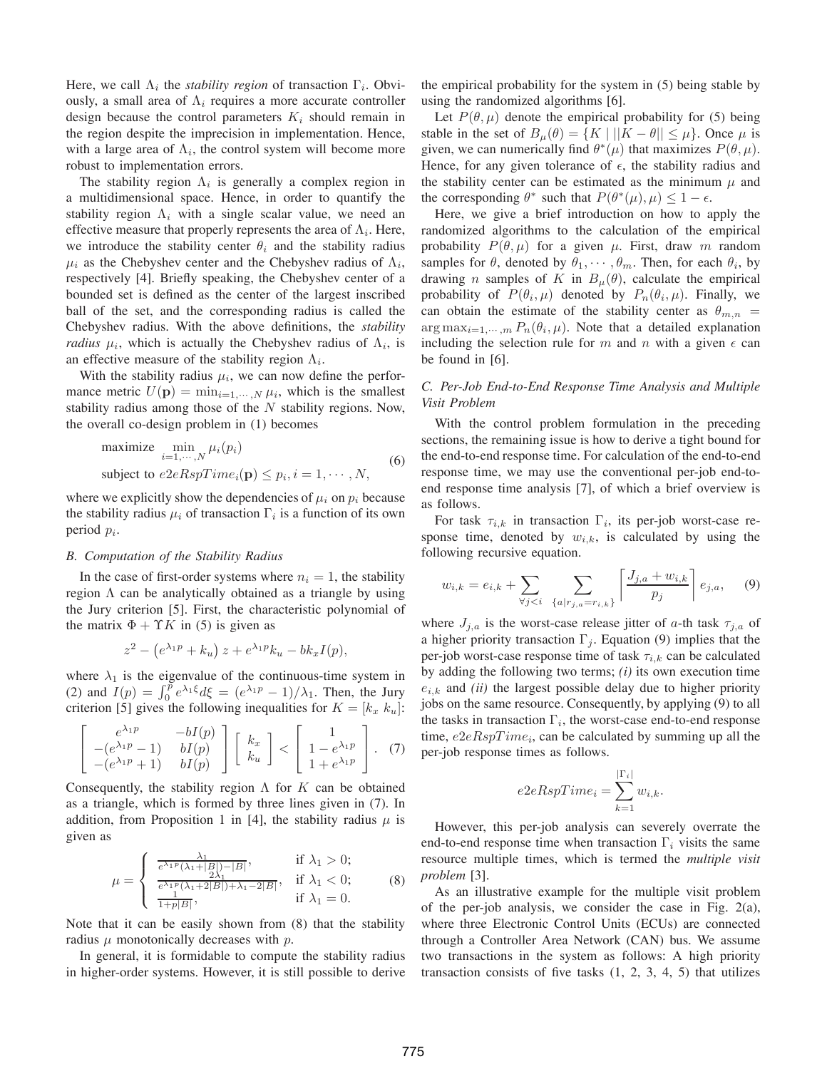Here, we call $\Lambda_i$ the *stability region* of transaction $\Gamma_i$. Obviously, a small area of $\Lambda_i$ requires a more accurate controller design because the control parameters $K_i$ should remain in the region despite the imprecision in implementation. Hence, with a large area of $\Lambda_i$, the control system will become more robust to implementation errors.

The stability region $\Lambda_i$ is generally a complex region in a multidimensional space. Hence, in order to quantify the stability region $\Lambda_i$ with a single scalar value, we need an effective measure that properly represents the area of $\Lambda_i$. Here, we introduce the stability center $\theta_i$ and the stability radius $\mu_i$ as the Chebyshev center and the Chebyshev radius of $\Lambda_i$, respectively [4]. Briefly speaking, the Chebyshev center of a bounded set is defined as the center of the largest inscribed ball of the set, and the corresponding radius is called the Chebyshev radius. With the above definitions, the *stability radius* $\mu_i$, which is actually the Chebyshev radius of $\Lambda_i$, is an effective measure of the stability region $\Lambda_i$.

With the stability radius $\mu_i$, we can now define the performance metric $U(\mathbf{p}) = \min_{i=1,\cdots,N} \mu_i$, which is the smallest stability radius among those of the $N$ stability regions. Now, the overall co-design problem in (1) becomes

$$\begin{aligned} &\text{maximize} \quad \min_{i=1,\cdots,N} \mu_i(p_i) \\ &\text{subject to } e2eRspTime_i(\mathbf{p}) \leq p_i, i = 1, \cdots, N, \end{aligned} \tag{6}$$

where we explicitly show the dependencies of $\mu_i$ on $p_i$ because the stability radius $\mu_i$ of transaction $\Gamma_i$ is a function of its own period $p_i$.

### B. Computation of the Stability Radius

In the case of first-order systems where $n_i = 1$, the stability region $\Lambda$ can be analytically obtained as a triangle by using the Jury criterion [5]. First, the characteristic polynomial of the matrix $\Phi + \Upsilon K$ in (5) is given as

$$z^2 - \left(e^{\lambda_1 p} + k_u\right) z + e^{\lambda_1 p} k_u - b k_x I(p),$$

where $\lambda_1$ is the eigenvalue of the continuous-time system in (2) and $I(p) = \int_0^p e^{\lambda_1 \xi} d\xi = (e^{\lambda_1 p} - 1)/\lambda_1$. Then, the Jury criterion [5] gives the following inequalities for $K = [k_x \ k_u]$:

$$\begin{bmatrix} e^{\lambda_1 p} & -bI(p) \\ -(e^{\lambda_1 p} - 1) & bI(p) \\ -(e^{\lambda_1 p} + 1) & bI(p) \end{bmatrix} \begin{bmatrix} k_x \\ k_u \end{bmatrix} < \begin{bmatrix} 1 \\ 1 - e^{\lambda_1 p} \\ 1 + e^{\lambda_1 p} \end{bmatrix}. \tag{7}$$

Consequently, the stability region $\Lambda$ for $K$ can be obtained as a triangle, which is formed by three lines given in (7). In addition, from Proposition 1 in [4], the stability radius $\mu$ is given as

$$\mu = \begin{cases} \frac{\lambda_1}{e^{\lambda_1 p}(\lambda_1 + |B|) - |B|}, & \text{if } \lambda_1 > 0; \\ \frac{2\lambda_1}{e^{\lambda_1 p}(\lambda_1 + 2|B|) + \lambda_1 - 2|B|}, & \text{if } \lambda_1 < 0; \\ \frac{1}{1 + p|B|}, & \text{if } \lambda_1 = 0. \end{cases} \tag{8}$$

Note that it can be easily shown from (8) that the stability radius $\mu$ monotonically decreases with $p$.

In general, it is formidable to compute the stability radius in higher-order systems. However, it is still possible to derive the empirical probability for the system in (5) being stable by using the randomized algorithms [6].

Let $P(\theta, \mu)$ denote the empirical probability for (5) being stable in the set of $B_\mu(\theta) = \{K \mid ||K - \theta|| \leq \mu\}$. Once $\mu$ is given, we can numerically find $\theta^*(\mu)$ that maximizes $P(\theta, \mu)$. Hence, for any given tolerance of $\epsilon$, the stability radius and the stability center can be estimated as the minimum $\mu$ and the corresponding $\theta^*$ such that $P(\theta^*(\mu), \mu) \leq 1 - \epsilon$.

Here, we give a brief introduction on how to apply the randomized algorithms to the calculation of the empirical probability $P(\theta, \mu)$ for a given $\mu$. First, draw $m$ random samples for $\theta$, denoted by $\theta_1, \cdots, \theta_m$. Then, for each $\theta_i$, by drawing $n$ samples of $K$ in $B_\mu(\theta)$, calculate the empirical probability of $P(\theta_i, \mu)$ denoted by $P_n(\theta_i, \mu)$. Finally, we can obtain the estimate of the stability center as $\theta_{m,n} = \arg\max_{i=1,\cdots,m} P_n(\theta_i, \mu)$. Note that a detailed explanation including the selection rule for $m$ and $n$ with a given $\epsilon$ can be found in [6].

### C. Per-Job End-to-End Response Time Analysis and Multiple Visit Problem

With the control problem formulation in the preceding sections, the remaining issue is how to derive a tight bound for the end-to-end response time. For calculation of the end-to-end response time, we may use the conventional per-job end-to-end response time analysis [7], of which a brief overview is as follows.

For task $\tau_{i,k}$ in transaction $\Gamma_i$, its per-job worst-case response time, denoted by $w_{i,k}$, is calculated by using the following recursive equation.

$$w_{i,k} = e_{i,k} + \sum_{\forall j < i} \sum_{\{a | r_{j,a} = r_{i,k}\}} \left\lceil \frac{J_{j,a} + w_{i,k}}{p_j} \right\rceil e_{j,a}, \tag{9}$$

where $J_{j,a}$ is the worst-case release jitter of $a$-th task $\tau_{j,a}$ of a higher priority transaction $\Gamma_j$. Equation (9) implies that the per-job worst-case response time of task $\tau_{i,k}$ can be calculated by adding the following two terms; *(i)* its own execution time $e_{i,k}$ and *(ii)* the largest possible delay due to higher priority jobs on the same resource. Consequently, by applying (9) to all the tasks in transaction $\Gamma_i$, the worst-case end-to-end response time, $e2eRspTime_i$, can be calculated by summing up all the per-job response times as follows.

$$e2eRspTime_i = \sum_{k=1}^{|\Gamma_i|} w_{i,k}.$$

However, this per-job analysis can severely overrate the end-to-end response time when transaction $\Gamma_i$ visits the same resource multiple times, which is termed the *multiple visit problem* [3].

As an illustrative example for the multiple visit problem of the per-job analysis, we consider the case in Fig. 2(a), where three Electronic Control Units (ECUs) are connected through a Controller Area Network (CAN) bus. We assume two transactions in the system as follows: A high priority transaction consists of five tasks (1, 2, 3, 4, 5) that utilizes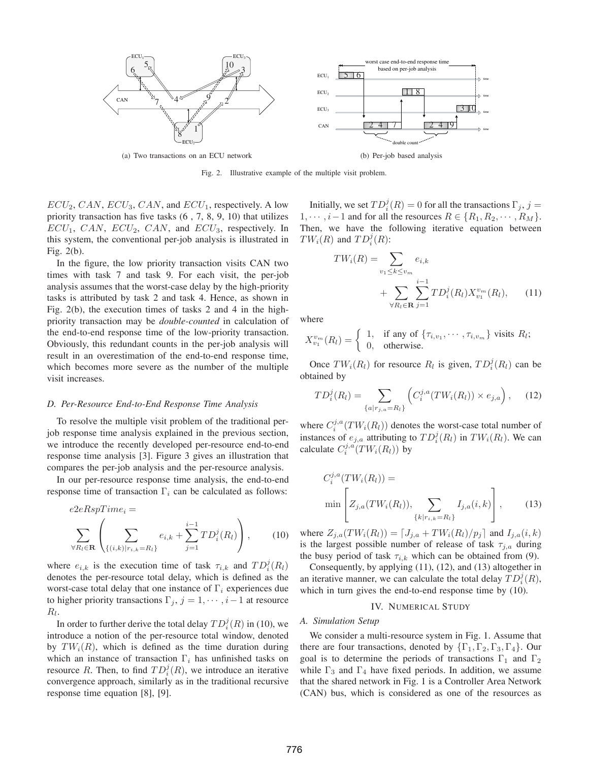(a) Two transactions on an ECU network

(b) Per-job based analysis

Fig. 2. Illustrative example of the multiple visit problem.

$ECU_2$, $CAN$, $ECU_3$, $CAN$, and $ECU_1$, respectively. A low priority transaction has five tasks (6 , 7, 8, 9, 10) that utilizes $ECU_1$, $CAN$, $ECU_2$, $CAN$, and $ECU_3$, respectively. In this system, the conventional per-job analysis is illustrated in Fig. 2(b).

In the figure, the low priority transaction visits CAN two times with task 7 and task 9. For each visit, the per-job analysis assumes that the worst-case delay by the high-priority tasks is attributed by task 2 and task 4. Hence, as shown in Fig. 2(b), the execution times of tasks 2 and 4 in the high-priority transaction may be *double-counted* in calculation of the end-to-end response time of the low-priority transaction. Obviously, this redundant counts in the per-job analysis will result in an overestimation of the end-to-end response time, which becomes more severe as the number of the multiple visit increases.

### D. Per-Resource End-to-End Response Time Analysis

To resolve the multiple visit problem of the traditional per-job response time analysis explained in the previous section, we introduce the recently developed per-resource end-to-end response time analysis [3]. Figure 3 gives an illustration that compares the per-job analysis and the per-resource analysis.

In our per-resource response time analysis, the end-to-end response time of transaction $\Gamma_i$ can be calculated as follows:

$$e2eRspTime_i = \sum_{\forall R_l \in \mathbf{R}} \left( \sum_{\{(i,k)|r_{i,k}=R_l\}} e_{i,k} + \sum_{j=1}^{i-1} TD_i^j(R_l) \right), \qquad (10)$$

where $e_{i,k}$ is the execution time of task $\tau_{i,k}$ and $TD_i^j(R_l)$ denotes the per-resource total delay, which is defined as the worst-case total delay that one instance of $\Gamma_i$ experiences due to higher priority transactions $\Gamma_j$, $j = 1, \cdots, i-1$ at resource $R_l$.

In order to further derive the total delay $TD_i^j(R)$ in (10), we introduce a notion of the per-resource total window, denoted by $TW_i(R)$, which is defined as the time duration during which an instance of transaction $\Gamma_i$ has unfinished tasks on resource $R$. Then, to find $TD_i^j(R)$, we introduce an iterative convergence approach, similarly as in the traditional recursive response time equation [8], [9].

Initially, we set $TD_i^j(R) = 0$ for all the transactions $\Gamma_j$, $j = 1, \cdots, i-1$ and for all the resources $R \in \{R_1, R_2, \cdots, R_M\}$. Then, we have the following iterative equation between $TW_i(R)$ and $TD_i^j(R)$:

$$TW_i(R) = \sum_{v_1 \le k \le v_m} e_{i,k} + \sum_{\forall R_l \in \mathbf{R}} \sum_{j=1}^{i-1} TD_i^j(R_l) X_{v_1}^{v_m}(R_l), \qquad (11)$$

where

$$X_{v_1}^{v_m}(R_l) = \begin{cases} 1, & \text{if any of } \{\tau_{i,v_1}, \cdots, \tau_{i,v_m}\} \text{ visits } R_l; \\ 0, & \text{otherwise.} \end{cases}$$

Once $TW_i(R_l)$ for resource $R_l$ is given, $TD_i^j(R_l)$ can be obtained by

$$TD_i^j(R_l) = \sum_{\{a|r_{j,a}=R_l\}} \left( C_i^{j,a}(TW_i(R_l)) \times e_{j,a} \right), \qquad (12)$$

where $C_i^{j,a}(TW_i(R_l))$ denotes the worst-case total number of instances of $e_{j,a}$ attributing to $TD_i^j(R_l)$ in $TW_i(R_l)$. We can calculate $C_i^{j,a}(TW_i(R_l))$ by

$$C_i^{j,a}(TW_i(R_l)) = \min \left[ Z_{j,a}(TW_i(R_l)), \sum_{\{k|r_{i,k}=R_l\}} I_{j,a}(i,k) \right], \qquad (13)$$

where $Z_{j,a}(TW_i(R_l)) = \lceil J_{j,a} + TW_i(R_l)/p_j \rceil$ and $I_{j,a}(i,k)$ is the largest possible number of release of task $\tau_{j,a}$ during the busy period of task $\tau_{i,k}$ which can be obtained from (9).

Consequently, by applying (11), (12), and (13) altogether in an iterative manner, we can calculate the total delay $TD_i^j(R)$, which in turn gives the end-to-end response time by (10).

## IV. Numerical Study

### A. Simulation Setup

We consider a multi-resource system in Fig. 1. Assume that there are four transactions, denoted by $\{\Gamma_1, \Gamma_2, \Gamma_3, \Gamma_4\}$. Our goal is to determine the periods of transactions $\Gamma_1$ and $\Gamma_2$ while $\Gamma_3$ and $\Gamma_4$ have fixed periods. In addition, we assume that the shared network in Fig. 1 is a Controller Area Network (CAN) bus, which is considered as one of the resources as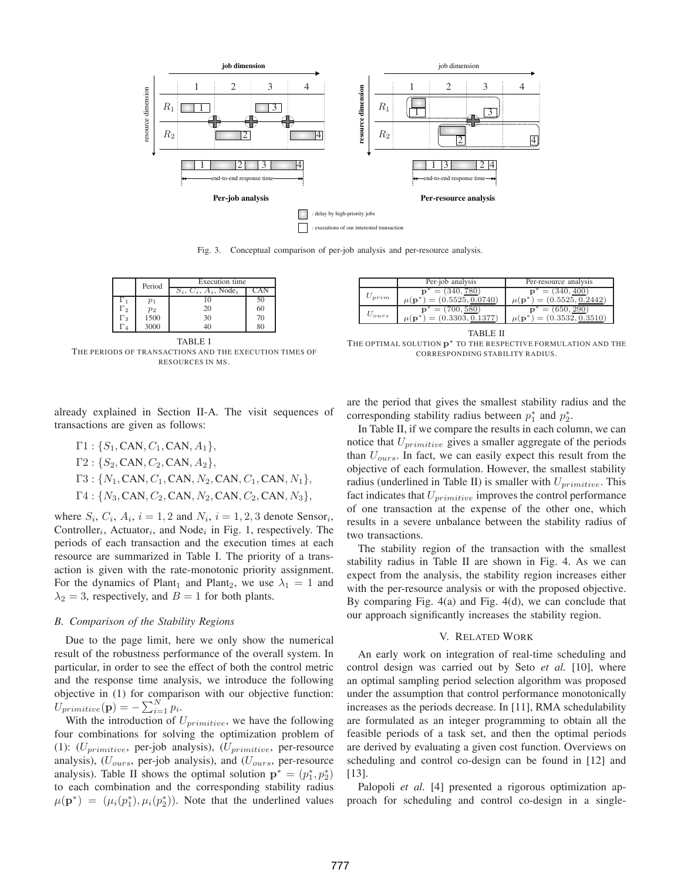Fig. 3. Conceptual comparison of per-job analysis and per-resource analysis.

| | Period | Execution time | |
|---|---|---|---|
| | | $S_i$, $C_i$, $A_i$, Node$_i$ | CAN |
| $\Gamma_1$ | $p_1$ | 10 | 50 |
| $\Gamma_2$ | $p_2$ | 20 | 60 |
| $\Gamma_3$ | 1500 | 30 | 70 |
| $\Gamma_4$ | 3000 | 40 | 80 |

TABLE I
THE PERIODS OF TRANSACTIONS AND THE EXECUTION TIMES OF RESOURCES IN MS.

| | Per-job analysis | Per-resource analysis |
|---|---|---|
| $U_{prim}$ | $\mathbf{p}^* = (340, \underline{780})$ <br> $\mu(\mathbf{p}^*) = (0.5525, \underline{0.0740})$ | $\mathbf{p}^* = (340, \underline{400})$ <br> $\mu(\mathbf{p}^*) = (0.5525, \underline{0.2442})$ |
| $U_{ours}$ | $\mathbf{p}^* = (700, \underline{580})$ <br> $\mu(\mathbf{p}^*) = (0.3303, \underline{0.1377})$ | $\mathbf{p}^* = (650, \underline{290})$ <br> $\mu(\mathbf{p}^*) = (0.3532, \underline{0.3510})$ |

TABLE II
THE OPTIMAL SOLUTION $\mathbf{p}^*$ TO THE RESPECTIVE FORMULATION AND THE CORRESPONDING STABILITY RADIUS.

already explained in Section II-A. The visit sequences of transactions are given as follows:

$\Gamma 1 : \{S_1, \mathrm{CAN}, C_1, \mathrm{CAN}, A_1\}$,

$\Gamma 2 : \{S_2, \mathrm{CAN}, C_2, \mathrm{CAN}, A_2\}$,

$\Gamma 3 : \{N_1, \mathrm{CAN}, C_1, \mathrm{CAN}, N_2, \mathrm{CAN}, C_1, \mathrm{CAN}, N_1\}$,

$\Gamma 4 : \{N_3, \mathrm{CAN}, C_2, \mathrm{CAN}, N_2, \mathrm{CAN}, C_2, \mathrm{CAN}, N_3\}$,

where $S_i$, $C_i$, $A_i$, $i = 1, 2$ and $N_i$, $i = 1, 2, 3$ denote Sensor$_i$, Controller$_i$, Actuator$_i$, and Node$_i$ in Fig. 1, respectively. The periods of each transaction and the execution times at each resource are summarized in Table I. The priority of a transaction is given with the rate-monotonic priority assignment. For the dynamics of Plant$_1$ and Plant$_2$, we use $\lambda_1 = 1$ and $\lambda_2 = 3$, respectively, and $B = 1$ for both plants.

## B. Comparison of the Stability Regions

Due to the page limit, here we only show the numerical result of the robustness performance of the overall system. In particular, in order to see the effect of both the control metric and the response time analysis, we introduce the following objective in (1) for comparison with our objective function: $U_{primitive}(\mathbf{p}) = -\sum_{i=1}^{N} p_i$.

With the introduction of $U_{primitive}$, we have the following four combinations for solving the optimization problem of (1): ($U_{primitive}$, per-job analysis), ($U_{primitive}$, per-resource analysis), ($U_{ours}$, per-job analysis), and ($U_{ours}$, per-resource analysis). Table II shows the optimal solution $\mathbf{p}^* = (p_1^*, p_2^*)$ to each combination and the corresponding stability radius $\mu(\mathbf{p}^*) = (\mu_i(p_1^*), \mu_i(p_2^*))$. Note that the underlined values are the period that gives the smallest stability radius and the corresponding stability radius between $p_1^*$ and $p_2^*$.

In Table II, if we compare the results in each column, we can notice that $U_{primitive}$ gives a smaller aggregate of the periods than $U_{ours}$. In fact, we can easily expect this result from the objective of each formulation. However, the smallest stability radius (underlined in Table II) is smaller with $U_{primitive}$. This fact indicates that $U_{primitive}$ improves the control performance of one transaction at the expense of the other one, which results in a severe unbalance between the stability radius of two transactions.

The stability region of the transaction with the smallest stability radius in Table II are shown in Fig. 4. As we can expect from the analysis, the stability region increases either with the per-resource analysis or with the proposed objective. By comparing Fig. 4(a) and Fig. 4(d), we can conclude that our approach significantly increases the stability region.

# V. Related Work

An early work on integration of real-time scheduling and control design was carried out by Seto *et al.* [10], where an optimal sampling period selection algorithm was proposed under the assumption that control performance monotonically increases as the periods decrease. In [11], RMA schedulability are formulated as an integer programming to obtain all the feasible periods of a task set, and then the optimal periods are derived by evaluating a given cost function. Overviews on scheduling and control co-design can be found in [12] and [13].

Palopoli *et al.* [4] presented a rigorous optimization approach for scheduling and control co-design in a single-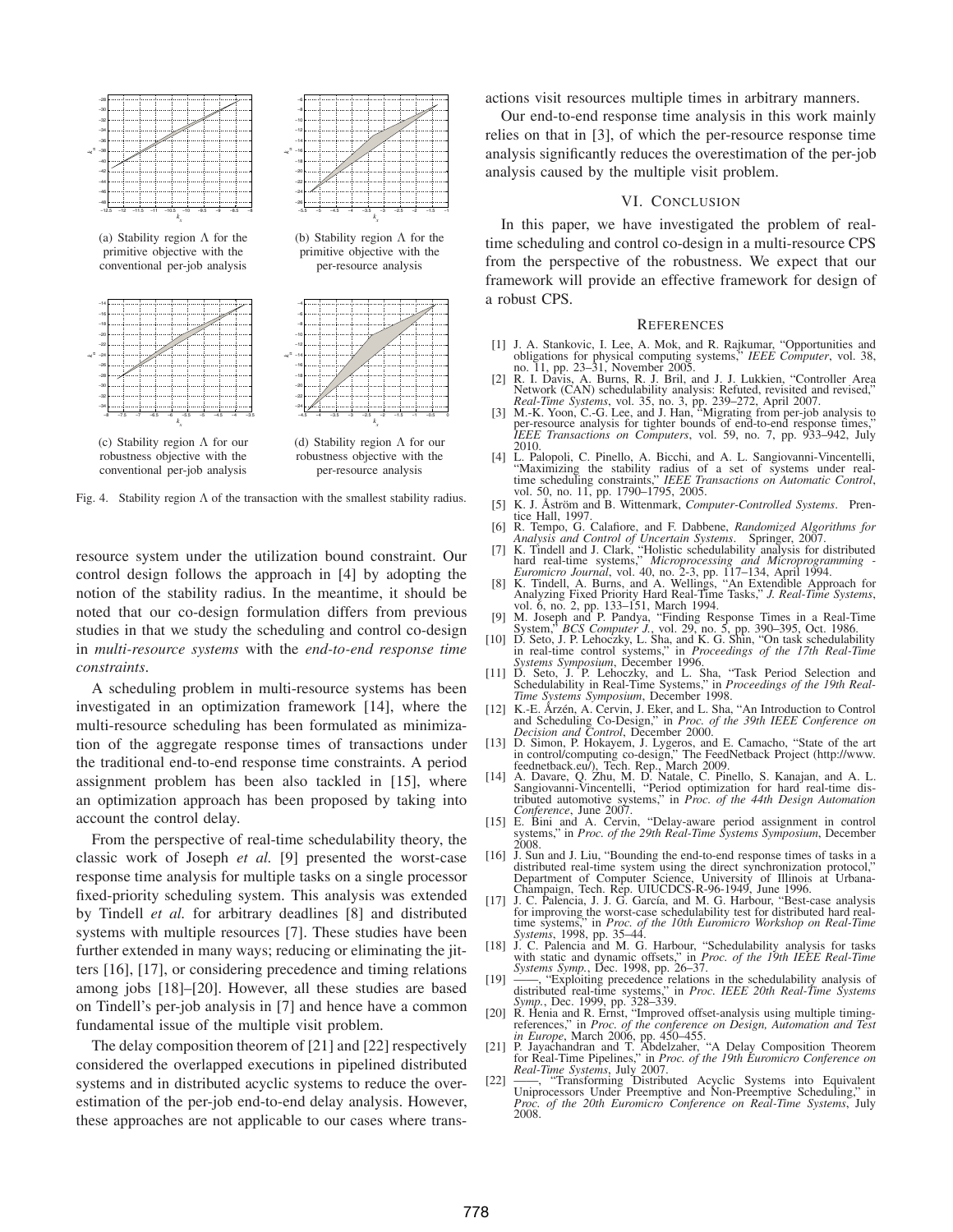(a) Stability region Λ for the primitive objective with the conventional per-job analysis

(b) Stability region Λ for the primitive objective with the per-resource analysis

(c) Stability region Λ for our robustness objective with the conventional per-job analysis

(d) Stability region Λ for our robustness objective with the per-resource analysis

Fig. 4. Stability region Λ of the transaction with the smallest stability radius.

resource system under the utilization bound constraint. Our control design follows the approach in [4] by adopting the notion of the stability radius. In the meantime, it should be noted that our co-design formulation differs from previous studies in that we study the scheduling and control co-design in *multi-resource systems* with the *end-to-end response time constraints*.

A scheduling problem in multi-resource systems has been investigated in an optimization framework [14], where the multi-resource scheduling has been formulated as minimization of the aggregate response times of transactions under the traditional end-to-end response time constraints. A period assignment problem has been also tackled in [15], where an optimization approach has been proposed by taking into account the control delay.

From the perspective of real-time schedulability theory, the classic work of Joseph *et al.* [9] presented the worst-case response time analysis for multiple tasks on a single processor fixed-priority scheduling system. This analysis was extended by Tindell *et al.* for arbitrary deadlines [8] and distributed systems with multiple resources [7]. These studies have been further extended in many ways; reducing or eliminating the jitters [16], [17], or considering precedence and timing relations among jobs [18]–[20]. However, all these studies are based on Tindell's per-job analysis in [7] and hence have a common fundamental issue of the multiple visit problem.

The delay composition theorem of [21] and [22] respectively considered the overlapped executions in pipelined distributed systems and in distributed acyclic systems to reduce the overestimation of the per-job end-to-end delay analysis. However, these approaches are not applicable to our cases where transactions visit resources multiple times in arbitrary manners.

Our end-to-end response time analysis in this work mainly relies on that in [3], of which the per-resource response time analysis significantly reduces the overestimation of the per-job analysis caused by the multiple visit problem.

## VI. Conclusion

In this paper, we have investigated the problem of real-time scheduling and control co-design in a multi-resource CPS from the perspective of the robustness. We expect that our framework will provide an effective framework for design of a robust CPS.

## References

[1] J. A. Stankovic, I. Lee, A. Mok, and R. Rajkumar, "Opportunities and obligations for physical computing systems," *IEEE Computer*, vol. 38, no. 11, pp. 23–31, November 2005.

[2] R. I. Davis, A. Burns, R. J. Bril, and J. J. Lukkien, "Controller Area Network (CAN) schedulability analysis: Refuted, revisited and revised," *Real-Time Systems*, vol. 35, no. 3, pp. 239–272, April 2007.

[3] M.-K. Yoon, C.-G. Lee, and J. Han, "Migrating from per-job analysis to per-resource analysis for tighter bounds of end-to-end response times," *IEEE Transactions on Computers*, vol. 59, no. 7, pp. 933–942, July 2010.

[4] L. Palopoli, C. Pinello, A. Bicchi, and A. L. Sangiovanni-Vincentelli, "Maximizing the stability radius of a set of systems under real-time scheduling constraints," *IEEE Transactions on Automatic Control*, vol. 50, no. 11, pp. 1790–1795, 2005.

[5] K. J. Åström and B. Wittenmark, *Computer-Controlled Systems*. Prentice Hall, 1997.

[6] R. Tempo, G. Calafiore, and F. Dabbene, *Randomized Algorithms for Analysis and Control of Uncertain Systems*. Springer, 2007.

[7] K. Tindell and J. Clark, "Holistic schedulability analysis for distributed hard real-time systems," *Microprocessing and Microprogramming - Euromicro Journal*, vol. 40, no. 2-3, pp. 117–134, April 1994.

[8] K. Tindell, A. Burns, and A. Wellings, "An Extendible Approach for Analyzing Fixed Priority Hard Real-Time Tasks," *J. Real-Time Systems*, vol. 6, no. 2, pp. 133–151, March 1994.

[9] M. Joseph and P. Pandya, "Finding Response Times in a Real-Time System," *BCS Computer J.*, vol. 29, no. 5, pp. 390–395, Oct. 1986.

[10] D. Seto, J. P. Lehoczky, L. Sha, and K. G. Shin, "On task schedulability in real-time control systems," in *Proceedings of the 17th Real-Time Systems Symposium*, December 1996.

[11] D. Seto, J. P. Lehoczky, and L. Sha, "Task Period Selection and Schedulability in Real-Time Systems," in *Proceedings of the 19th Real-Time Systems Symposium*, December 1998.

[12] K.-E. Årzén, A. Cervin, J. Eker, and L. Sha, "An Introduction to Control and Scheduling Co-Design," in *Proc. of the 39th IEEE Conference on Decision and Control*, December 2000.

[13] D. Simon, P. Hokayem, J. Lygeros, and E. Camacho, "State of the art in control/computing co-design," The FeedNetback Project (http://www.feednetback.eu/), Tech. Rep., March 2009.

[14] A. Davare, Q. Zhu, M. D. Natale, C. Pinello, S. Kanajan, and A. L. Sangiovanni-Vincentelli, "Period optimization for hard real-time distributed automotive systems," in *Proc. of the 44th Design Automation Conference*, June 2007.

[15] E. Bini and A. Cervin, "Delay-aware period assignment in control systems," in *Proc. of the 29th Real-Time Systems Symposium*, December 2008.

[16] J. Sun and J. Liu, "Bounding the end-to-end response times of tasks in a distributed real-time system using the direct synchronization protocol," Department of Computer Science, University of Illinois at Urbana-Champaign, Tech. Rep. UIUCDCS-R-96-1949, June 1996.

[17] J. C. Palencia, J. J. G. García, and M. G. Harbour, "Best-case analysis for improving the worst-case schedulability test for distributed hard real-time systems," in *Proc. of the 10th Euromicro Workshop on Real-Time Systems*, 1998, pp. 35–44.

[18] J. C. Palencia and M. G. Harbour, "Schedulability analysis for tasks with static and dynamic offsets," in *Proc. of the 19th IEEE Real-Time Systems Symp.*, Dec. 1998, pp. 26–37.

[19] ——, "Exploiting precedence relations in the schedulability analysis of distributed real-time systems," in *Proc. IEEE 20th Real-Time Systems Symp.*, Dec. 1999, pp. 328–339.

[20] R. Henia and R. Ernst, "Improved offset-analysis using multiple timing-references," in *Proc. of the conference on Design, Automation and Test in Europe*, March 2006, pp. 450–455.

[21] P. Jayachandran and T. Abdelzaher, "A Delay Composition Theorem for Real-Time Pipelines," in *Proc. of the 19th Euromicro Conference on Real-Time Systems*, July 2007.

[22] ——, "Transforming Distributed Acyclic Systems into Equivalent Uniprocessors Under Preemptive and Non-Preemptive Scheduling," in *Proc. of the 20th Euromicro Conference on Real-Time Systems*, July 2008.